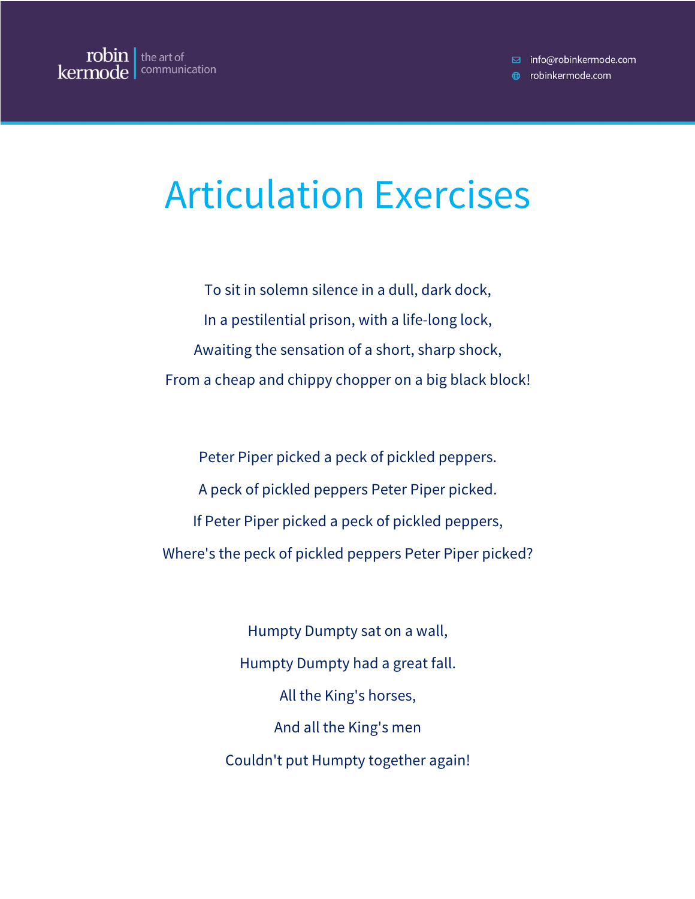robin kermode | the art of communication

info@robinkermode.com
robinkermode.com

# Articulation Exercises

To sit in solemn silence in a dull, dark dock,
In a pestilential prison, with a life-long lock,
Awaiting the sensation of a short, sharp shock,
From a cheap and chippy chopper on a big black block!

Peter Piper picked a peck of pickled peppers.
A peck of pickled peppers Peter Piper picked.
If Peter Piper picked a peck of pickled peppers,
Where's the peck of pickled peppers Peter Piper picked?

Humpty Dumpty sat on a wall,
Humpty Dumpty had a great fall.
All the King's horses,
And all the King's men
Couldn't put Humpty together again!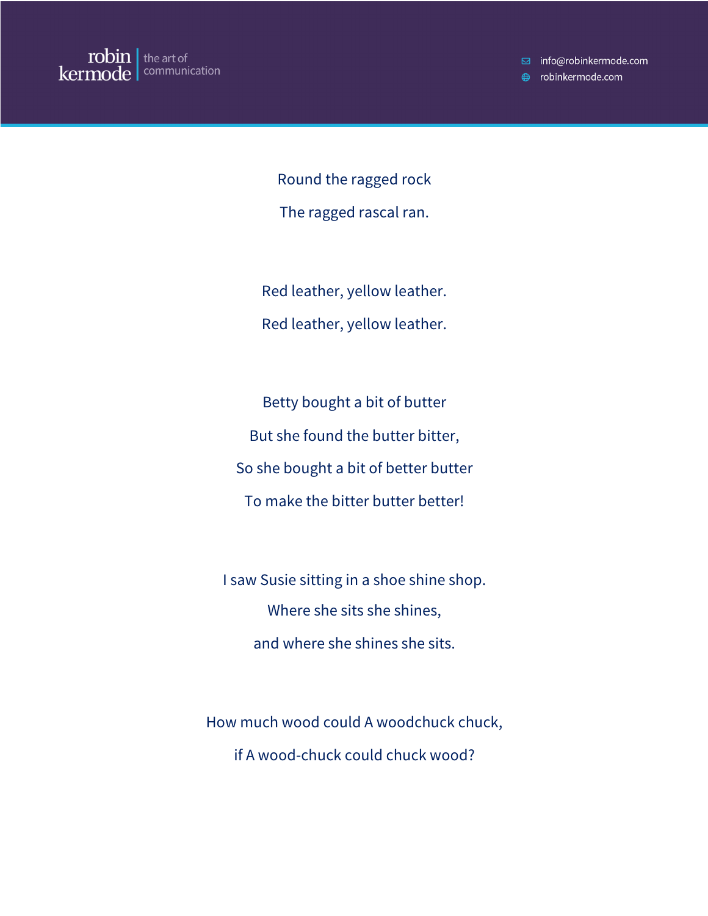Round the ragged rock

The ragged rascal ran.

Red leather, yellow leather.

Red leather, yellow leather.

Betty bought a bit of butter

But she found the butter bitter,

So she bought a bit of better butter

To make the bitter butter better!

I saw Susie sitting in a shoe shine shop.

Where she sits she shines,

and where she shines she sits.

How much wood could A woodchuck chuck,

if A wood-chuck could chuck wood?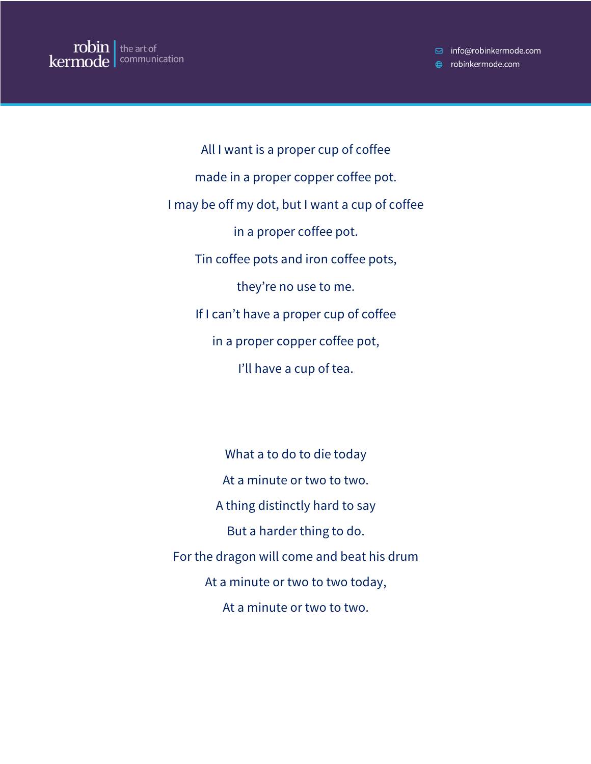All I want is a proper cup of coffee

made in a proper copper coffee pot.

I may be off my dot, but I want a cup of coffee

in a proper coffee pot.

Tin coffee pots and iron coffee pots,

they're no use to me.

If I can't have a proper cup of coffee

in a proper copper coffee pot,

I'll have a cup of tea.

What a to do to die today

At a minute or two to two.

A thing distinctly hard to say

But a harder thing to do.

For the dragon will come and beat his drum

At a minute or two to two today,

At a minute or two to two.